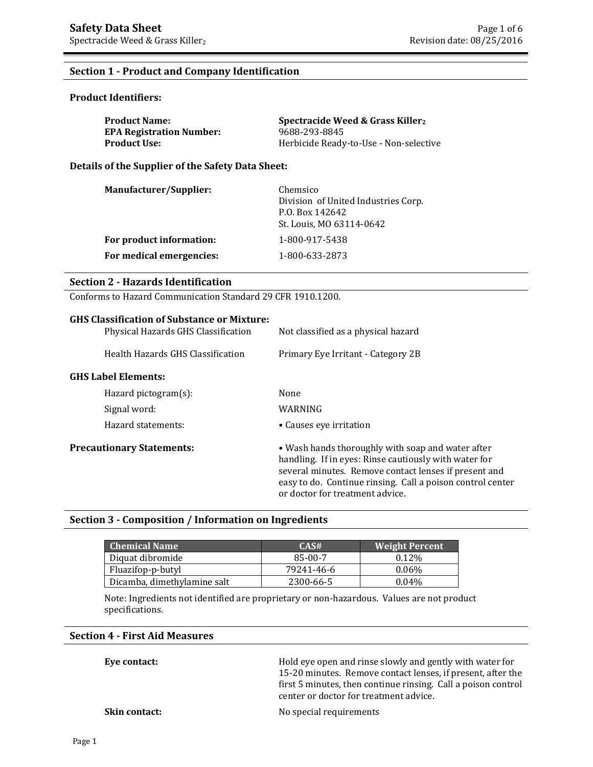# Safety Data Sheet

Spectracide Weed & Grass Killer$_2$

Revision date: 08/25/2016

## Section 1 - Product and Company Identification

### Product Identifiers:

**Product Name:** **Spectracide Weed & Grass Killer$_2$**
**EPA Registration Number:** 9688-293-8845
**Product Use:** Herbicide Ready-to-Use - Non-selective

### Details of the Supplier of the Safety Data Sheet:

**Manufacturer/Supplier:** Chemsico
Division of United Industries Corp.
P.O. Box 142642
St. Louis, MO 63114-0642

**For product information:** 1-800-917-5438

**For medical emergencies:** 1-800-633-2873

## Section 2 - Hazards Identification

Conforms to Hazard Communication Standard 29 CFR 1910.1200.

### GHS Classification of Substance or Mixture:

Physical Hazards GHS Classification: Not classified as a physical hazard

Health Hazards GHS Classification: Primary Eye Irritant - Category 2B

### GHS Label Elements:

Hazard pictogram(s): None

Signal word: WARNING

Hazard statements: • Causes eye irritation

**Precautionary Statements:** • Wash hands thoroughly with soap and water after handling. If in eyes: Rinse cautiously with water for several minutes. Remove contact lenses if present and easy to do. Continue rinsing. Call a poison control center or doctor for treatment advice.

## Section 3 - Composition / Information on Ingredients

| Chemical Name | CAS# | Weight Percent |
|---|---|---|
| Diquat dibromide | 85-00-7 | 0.12% |
| Fluazifop-p-butyl | 79241-46-6 | 0.06% |
| Dicamba, dimethylamine salt | 2300-66-5 | 0.04% |

Note: Ingredients not identified are proprietary or non-hazardous. Values are not product specifications.

## Section 4 - First Aid Measures

**Eye contact:** Hold eye open and rinse slowly and gently with water for 15-20 minutes. Remove contact lenses, if present, after the first 5 minutes, then continue rinsing. Call a poison control center or doctor for treatment advice.

**Skin contact:** No special requirements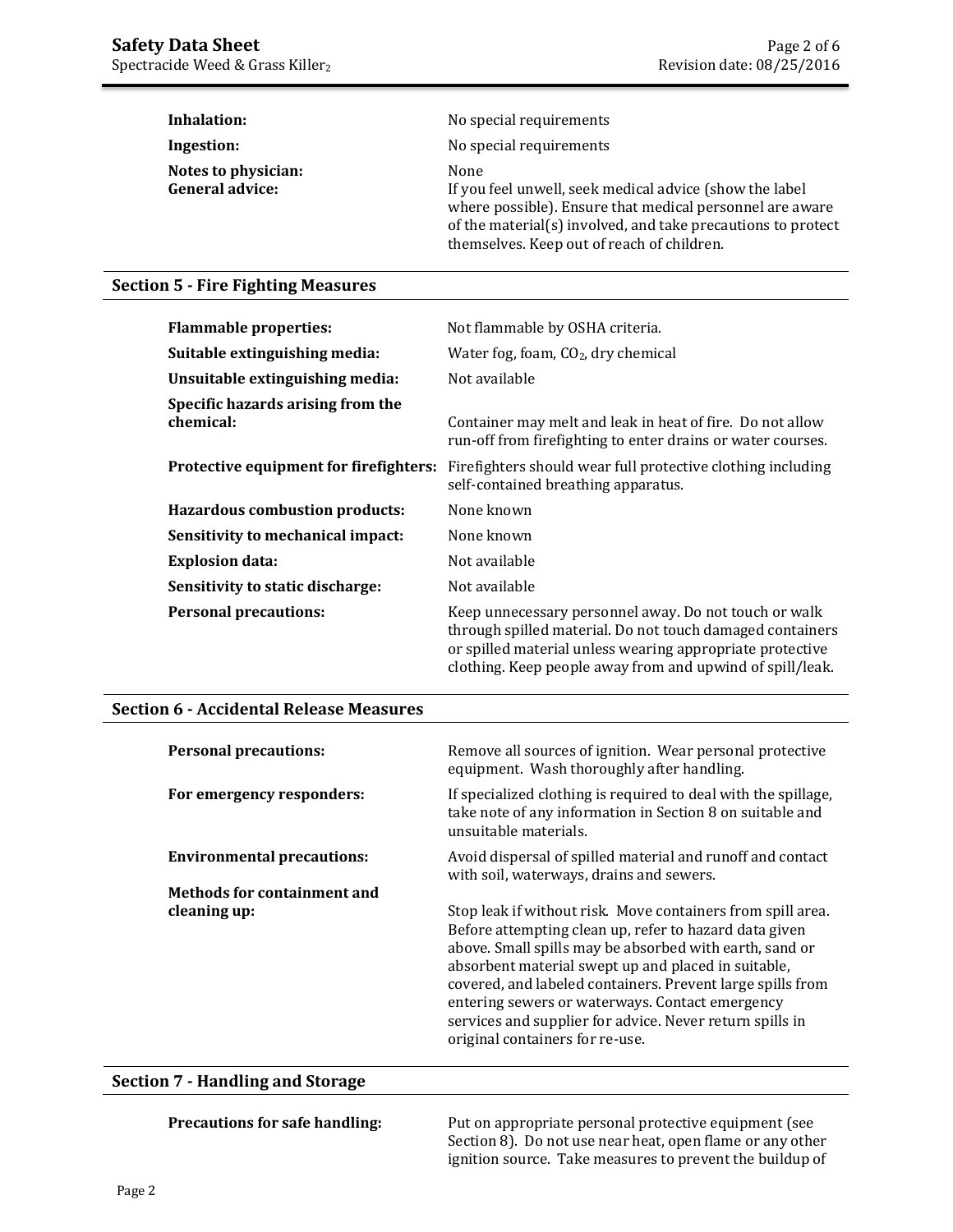| | |
|---|---|
| **Inhalation:** | No special requirements |
| **Ingestion:** | No special requirements |
| **Notes to physician:** | None |
| **General advice:** | If you feel unwell, seek medical advice (show the label where possible). Ensure that medical personnel are aware of the material(s) involved, and take precautions to protect themselves. Keep out of reach of children. |

## Section 5 - Fire Fighting Measures

| | |
|---|---|
| **Flammable properties:** | Not flammable by OSHA criteria. |
| **Suitable extinguishing media:** | Water fog, foam, $CO_2$, dry chemical |
| **Unsuitable extinguishing media:** | Not available |
| **Specific hazards arising from the chemical:** | Container may melt and leak in heat of fire. Do not allow run-off from firefighting to enter drains or water courses. |
| **Protective equipment for firefighters:** | Firefighters should wear full protective clothing including self-contained breathing apparatus. |
| **Hazardous combustion products:** | None known |
| **Sensitivity to mechanical impact:** | None known |
| **Explosion data:** | Not available |
| **Sensitivity to static discharge:** | Not available |
| **Personal precautions:** | Keep unnecessary personnel away. Do not touch or walk through spilled material. Do not touch damaged containers or spilled material unless wearing appropriate protective clothing. Keep people away from and upwind of spill/leak. |

## Section 6 - Accidental Release Measures

| | |
|---|---|
| **Personal precautions:** | Remove all sources of ignition. Wear personal protective equipment. Wash thoroughly after handling. |
| **For emergency responders:** | If specialized clothing is required to deal with the spillage, take note of any information in Section 8 on suitable and unsuitable materials. |
| **Environmental precautions:** | Avoid dispersal of spilled material and runoff and contact with soil, waterways, drains and sewers. |
| **Methods for containment and cleaning up:** | Stop leak if without risk. Move containers from spill area. Before attempting clean up, refer to hazard data given above. Small spills may be absorbed with earth, sand or absorbent material swept up and placed in suitable, covered, and labeled containers. Prevent large spills from entering sewers or waterways. Contact emergency services and supplier for advice. Never return spills in original containers for re-use. |

## Section 7 - Handling and Storage

| | |
|---|---|
| **Precautions for safe handling:** | Put on appropriate personal protective equipment (see Section 8). Do not use near heat, open flame or any other ignition source. Take measures to prevent the buildup of |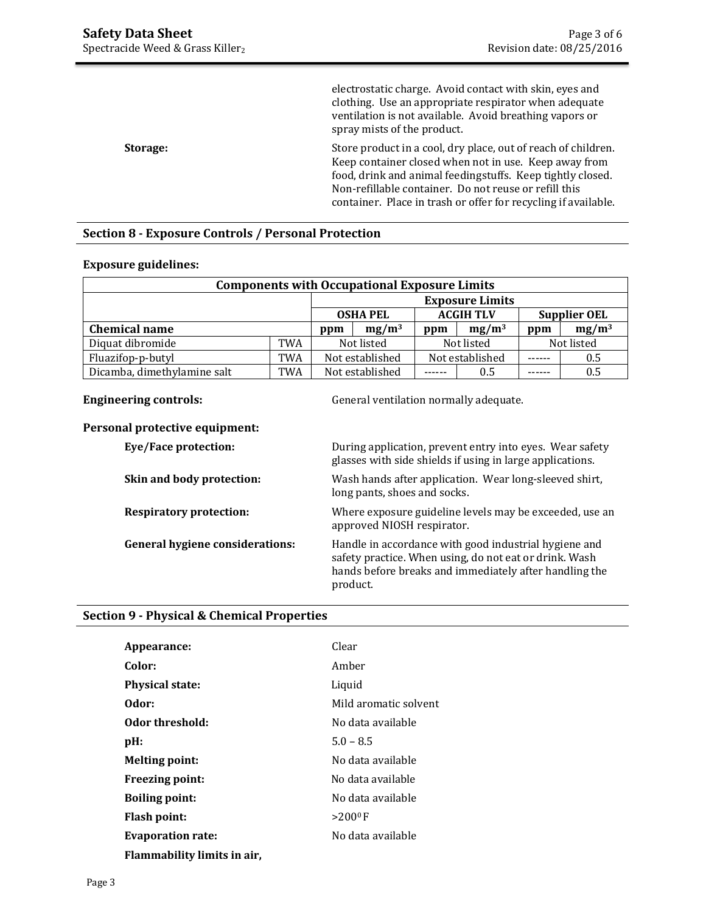electrostatic charge. Avoid contact with skin, eyes and clothing. Use an appropriate respirator when adequate ventilation is not available. Avoid breathing vapors or spray mists of the product.

**Storage:** Store product in a cool, dry place, out of reach of children. Keep container closed when not in use. Keep away from food, drink and animal feedingstuffs. Keep tightly closed. Non-refillable container. Do not reuse or refill this container. Place in trash or offer for recycling if available.

## Section 8 - Exposure Controls / Personal Protection

**Exposure guidelines:**

| Components with Occupational Exposure Limits | | | | | | | |
|---|---|---|---|---|---|---|---|
| | | Exposure Limits | | | | | |
| | | OSHA PEL | | ACGIH TLV | | Supplier OEL | |
| **Chemical name** | | ppm | $mg/m^3$ | ppm | $mg/m^3$ | ppm | $mg/m^3$ |
| Diquat dibromide | TWA | Not listed | | Not listed | | Not listed | |
| Fluazifop-p-butyl | TWA | Not established | | Not established | | ------ | 0.5 |
| Dicamba, dimethylamine salt | TWA | Not established | | ------ | 0.5 | ------ | 0.5 |

**Engineering controls:** General ventilation normally adequate.

**Personal protective equipment:**

- **Eye/Face protection:** During application, prevent entry into eyes. Wear safety glasses with side shields if using in large applications.
- **Skin and body protection:** Wash hands after application. Wear long-sleeved shirt, long pants, shoes and socks.
- **Respiratory protection:** Where exposure guideline levels may be exceeded, use an approved NIOSH respirator.
- **General hygiene considerations:** Handle in accordance with good industrial hygiene and safety practice. When using, do not eat or drink. Wash hands before breaks and immediately after handling the product.

## Section 9 - Physical & Chemical Properties

**Appearance:** Clear

**Color:** Amber

**Physical state:** Liquid

**Odor:** Mild aromatic solvent

**Odor threshold:** No data available

**pH:** 5.0 – 8.5

**Melting point:** No data available

**Freezing point:** No data available

**Boiling point:** No data available

**Flash point:** >$200^0$F

**Evaporation rate:** No data available

**Flammability limits in air,**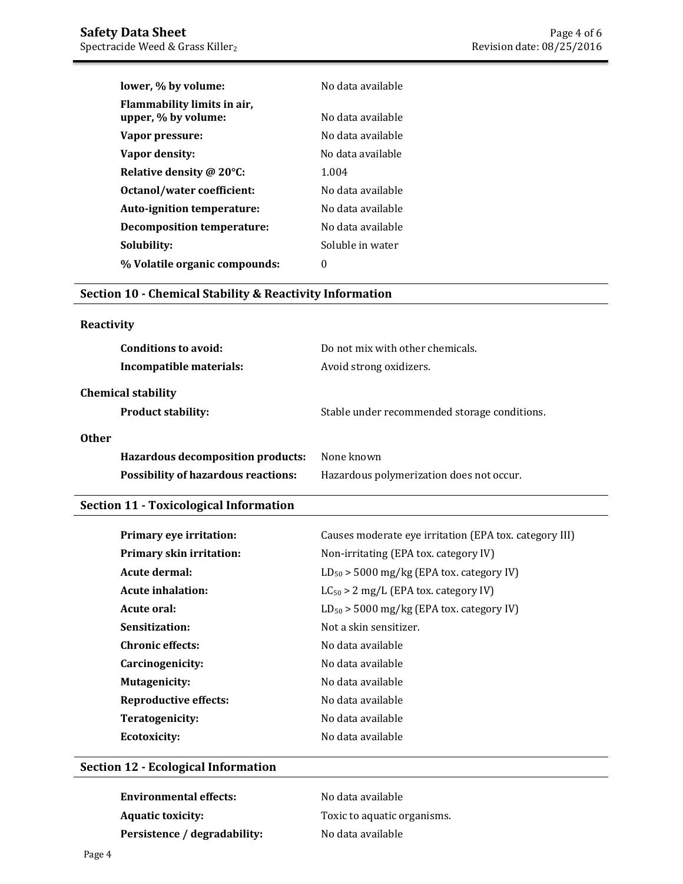| | |
|---|---|
| **lower, % by volume:** | No data available |
| **Flammability limits in air, upper, % by volume:** | No data available |
| **Vapor pressure:** | No data available |
| **Vapor density:** | No data available |
| **Relative density @ 20°C:** | 1.004 |
| **Octanol/water coefficient:** | No data available |
| **Auto-ignition temperature:** | No data available |
| **Decomposition temperature:** | No data available |
| **Solubility:** | Soluble in water |
| **% Volatile organic compounds:** | 0 |

## Section 10 - Chemical Stability & Reactivity Information

### Reactivity

| | |
|---|---|
| **Conditions to avoid:** | Do not mix with other chemicals. |
| **Incompatible materials:** | Avoid strong oxidizers. |

### Chemical stability

| | |
|---|---|
| **Product stability:** | Stable under recommended storage conditions. |

### Other

| | |
|---|---|
| **Hazardous decomposition products:** | None known |
| **Possibility of hazardous reactions:** | Hazardous polymerization does not occur. |

## Section 11 - Toxicological Information

| | |
|---|---|
| **Primary eye irritation:** | Causes moderate eye irritation (EPA tox. category III) |
| **Primary skin irritation:** | Non-irritating (EPA tox. category IV) |
| **Acute dermal:** | $LD_{50}$ > 5000 mg/kg (EPA tox. category IV) |
| **Acute inhalation:** | $LC_{50}$ > 2 mg/L (EPA tox. category IV) |
| **Acute oral:** | $LD_{50}$ > 5000 mg/kg (EPA tox. category IV) |
| **Sensitization:** | Not a skin sensitizer. |
| **Chronic effects:** | No data available |
| **Carcinogenicity:** | No data available |
| **Mutagenicity:** | No data available |
| **Reproductive effects:** | No data available |
| **Teratogenicity:** | No data available |
| **Ecotoxicity:** | No data available |

## Section 12 - Ecological Information

| | |
|---|---|
| **Environmental effects:** | No data available |
| **Aquatic toxicity:** | Toxic to aquatic organisms. |
| **Persistence / degradability:** | No data available |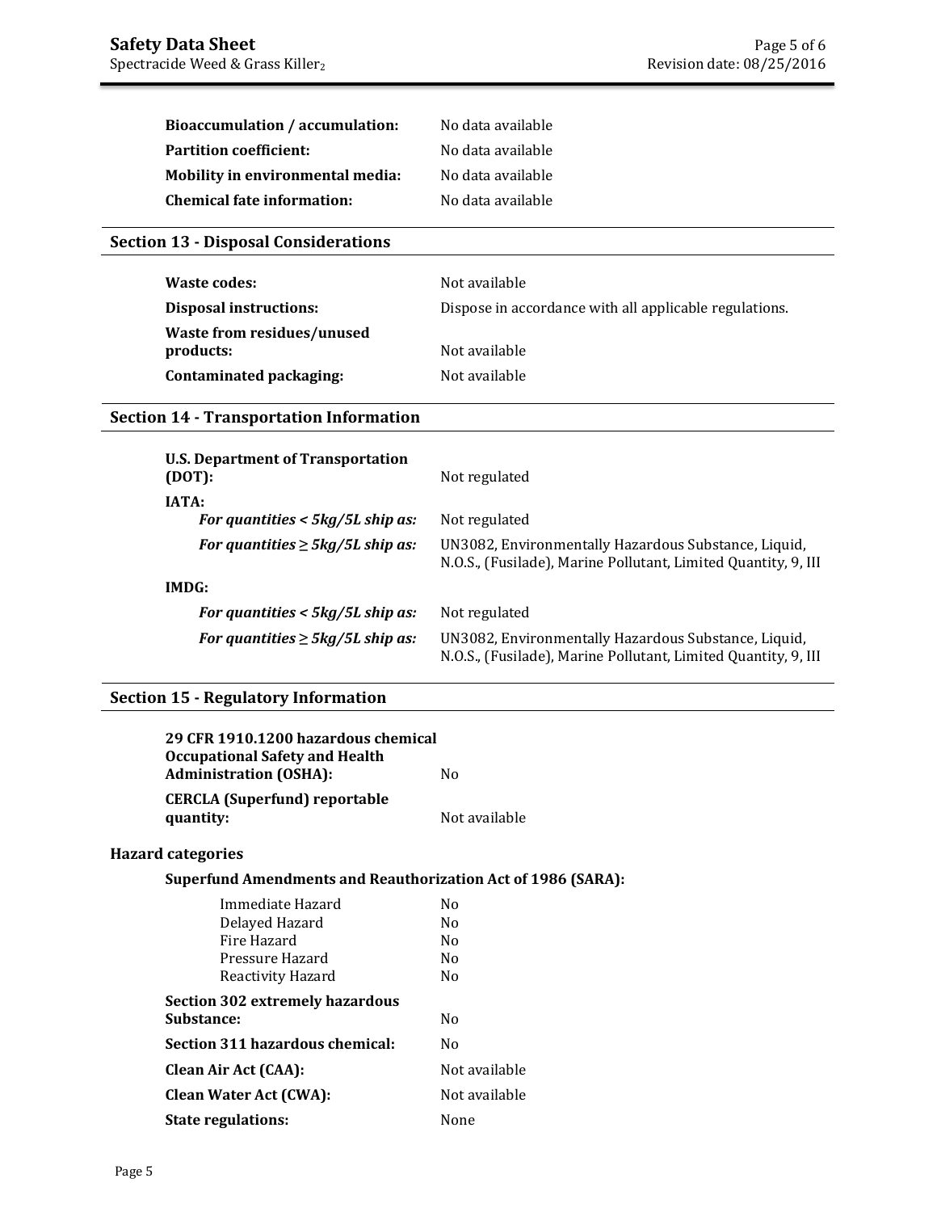**Bioaccumulation / accumulation:** No data available

**Partition coefficient:** No data available

**Mobility in environmental media:** No data available

**Chemical fate information:** No data available

## Section 13 - Disposal Considerations

**Waste codes:** Not available

**Disposal instructions:** Dispose in accordance with all applicable regulations.

**Waste from residues/unused products:** Not available

**Contaminated packaging:** Not available

## Section 14 - Transportation Information

**U.S. Department of Transportation (DOT):** Not regulated

**IATA:**

- ***For quantities < 5kg/5L ship as:*** Not regulated
- ***For quantities ≥ 5kg/5L ship as:*** UN3082, Environmentally Hazardous Substance, Liquid, N.O.S., (Fusilade), Marine Pollutant, Limited Quantity, 9, III

**IMDG:**

- ***For quantities < 5kg/5L ship as:*** Not regulated
- ***For quantities ≥ 5kg/5L ship as:*** UN3082, Environmentally Hazardous Substance, Liquid, N.O.S., (Fusilade), Marine Pollutant, Limited Quantity, 9, III

## Section 15 - Regulatory Information

**29 CFR 1910.1200 hazardous chemical Occupational Safety and Health Administration (OSHA):** No

**CERCLA (Superfund) reportable quantity:** Not available

### Hazard categories

**Superfund Amendments and Reauthorization Act of 1986 (SARA):**

| | |
|---|---|
| Immediate Hazard | No |
| Delayed Hazard | No |
| Fire Hazard | No |
| Pressure Hazard | No |
| Reactivity Hazard | No |

**Section 302 extremely hazardous Substance:** No

**Section 311 hazardous chemical:** No

**Clean Air Act (CAA):** Not available

**Clean Water Act (CWA):** Not available

**State regulations:** None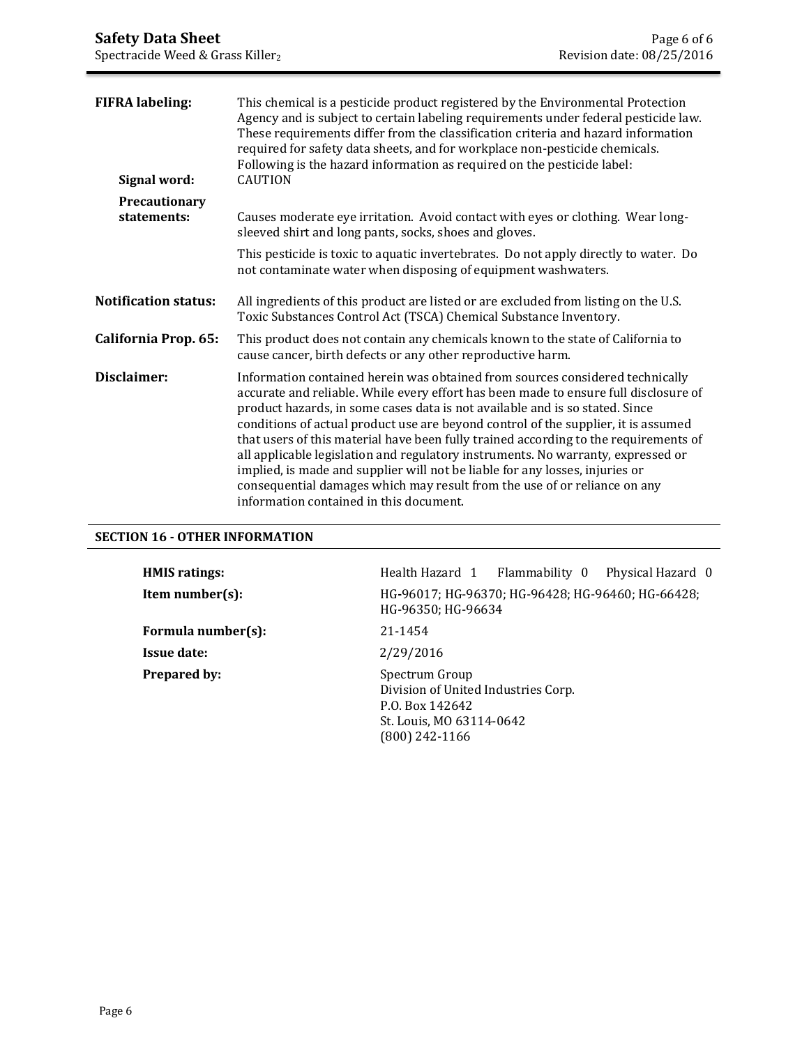**FIFRA labeling:** This chemical is a pesticide product registered by the Environmental Protection Agency and is subject to certain labeling requirements under federal pesticide law. These requirements differ from the classification criteria and hazard information required for safety data sheets, and for workplace non-pesticide chemicals. Following is the hazard information as required on the pesticide label:

**Signal word:** CAUTION

**Precautionary statements:** Causes moderate eye irritation. Avoid contact with eyes or clothing. Wear long-sleeved shirt and long pants, socks, shoes and gloves.

This pesticide is toxic to aquatic invertebrates. Do not apply directly to water. Do not contaminate water when disposing of equipment washwaters.

**Notification status:** All ingredients of this product are listed or are excluded from listing on the U.S. Toxic Substances Control Act (TSCA) Chemical Substance Inventory.

**California Prop. 65:** This product does not contain any chemicals known to the state of California to cause cancer, birth defects or any other reproductive harm.

**Disclaimer:** Information contained herein was obtained from sources considered technically accurate and reliable. While every effort has been made to ensure full disclosure of product hazards, in some cases data is not available and is so stated. Since conditions of actual product use are beyond control of the supplier, it is assumed that users of this material have been fully trained according to the requirements of all applicable legislation and regulatory instruments. No warranty, expressed or implied, is made and supplier will not be liable for any losses, injuries or consequential damages which may result from the use of or reliance on any information contained in this document.

## SECTION 16 - OTHER INFORMATION

**HMIS ratings:** Health Hazard 1 Flammability 0 Physical Hazard 0

**Item number(s):** HG-96017; HG-96370; HG-96428; HG-96460; HG-66428; HG-96350; HG-96634

**Formula number(s):** 21-1454

**Issue date:** 2/29/2016

**Prepared by:** Spectrum Group
Division of United Industries Corp.
P.O. Box 142642
St. Louis, MO 63114-0642
(800) 242-1166